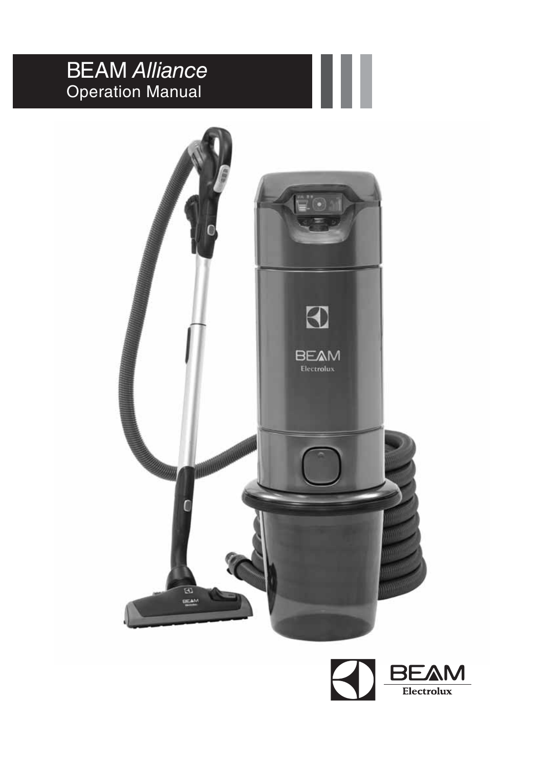# BEAM *Alliance*

## Operation Manual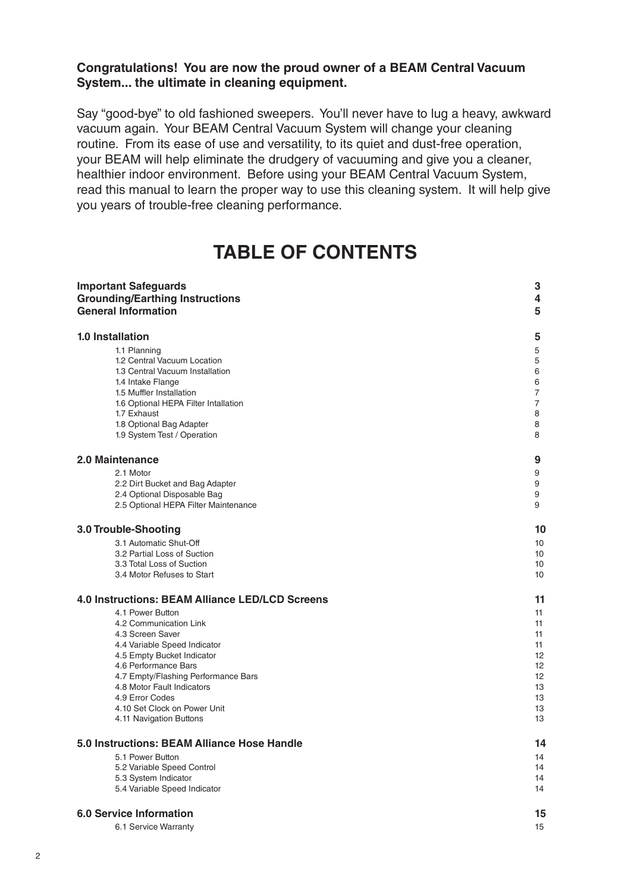**Congratulations! You are now the proud owner of a BEAM Central Vacuum System... the ultimate in cleaning equipment.**

Say "good-bye" to old fashioned sweepers. You'll never have to lug a heavy, awkward vacuum again. Your BEAM Central Vacuum System will change your cleaning routine. From its ease of use and versatility, to its quiet and dust-free operation, your BEAM will help eliminate the drudgery of vacuuming and give you a cleaner, healthier indoor environment. Before using your BEAM Central Vacuum System, read this manual to learn the proper way to use this cleaning system. It will help give you years of trouble-free cleaning performance.

# TABLE OF CONTENTS

| | |
|---|---|
| **Important Safeguards** | **3** |
| **Grounding/Earthing Instructions** | **4** |
| **General Information** | **5** |
| **1.0 Installation** | **5** |
| 1.1 Planning | 5 |
| 1.2 Central Vacuum Location | 5 |
| 1.3 Central Vacuum Installation | 6 |
| 1.4 Intake Flange | 6 |
| 1.5 Muffler Installation | 7 |
| 1.6 Optional HEPA Filter Intallation | 7 |
| 1.7 Exhaust | 8 |
| 1.8 Optional Bag Adapter | 8 |
| 1.9 System Test / Operation | 8 |
| **2.0 Maintenance** | **9** |
| 2.1 Motor | 9 |
| 2.2 Dirt Bucket and Bag Adapter | 9 |
| 2.4 Optional Disposable Bag | 9 |
| 2.5 Optional HEPA Filter Maintenance | 9 |
| **3.0 Trouble-Shooting** | **10** |
| 3.1 Automatic Shut-Off | 10 |
| 3.2 Partial Loss of Suction | 10 |
| 3.3 Total Loss of Suction | 10 |
| 3.4 Motor Refuses to Start | 10 |
| **4.0 Instructions: BEAM Alliance LED/LCD Screens** | **11** |
| 4.1 Power Button | 11 |
| 4.2 Communication Link | 11 |
| 4.3 Screen Saver | 11 |
| 4.4 Variable Speed Indicator | 11 |
| 4.5 Empty Bucket Indicator | 12 |
| 4.6 Performance Bars | 12 |
| 4.7 Empty/Flashing Performance Bars | 12 |
| 4.8 Motor Fault Indicators | 13 |
| 4.9 Error Codes | 13 |
| 4.10 Set Clock on Power Unit | 13 |
| 4.11 Navigation Buttons | 13 |
| **5.0 Instructions: BEAM Alliance Hose Handle** | **14** |
| 5.1 Power Button | 14 |
| 5.2 Variable Speed Control | 14 |
| 5.3 System Indicator | 14 |
| 5.4 Variable Speed Indicator | 14 |
| **6.0 Service Information** | **15** |
| 6.1 Service Warranty | 15 |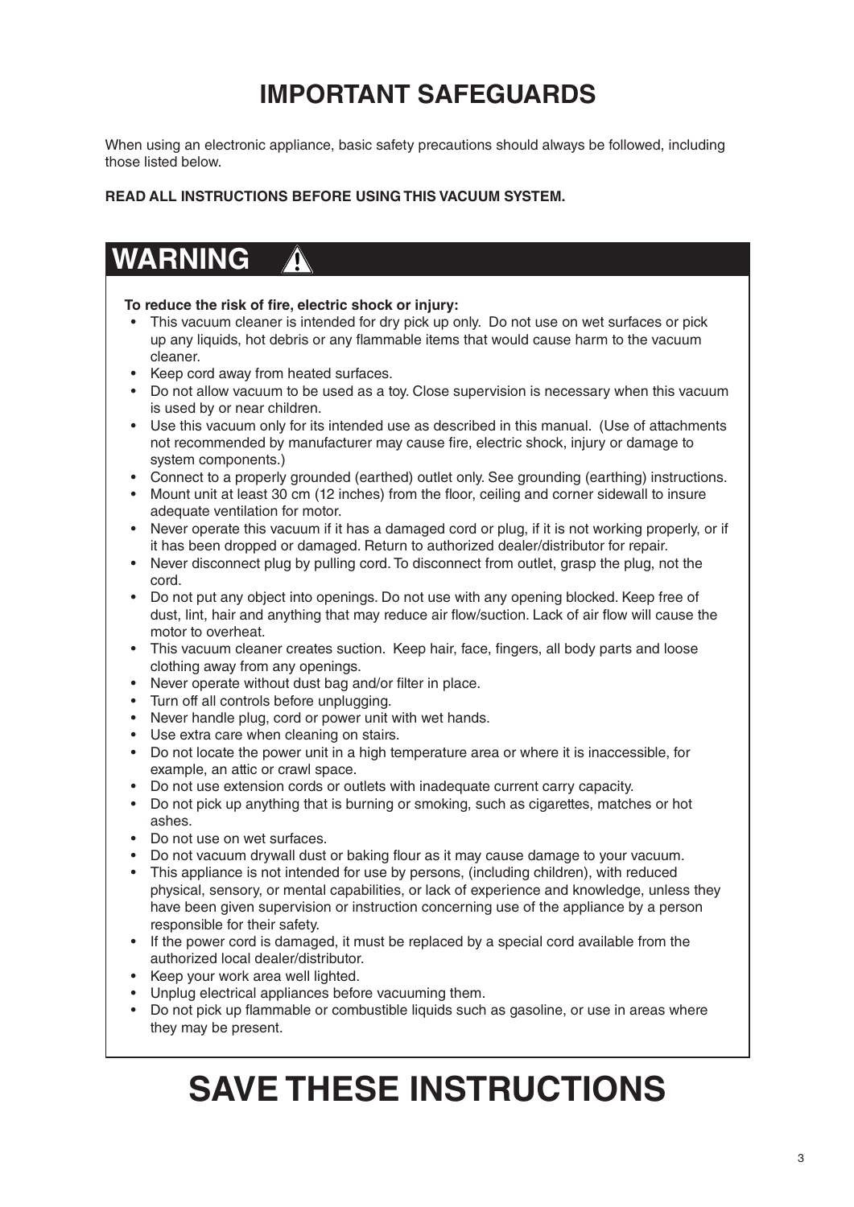# IMPORTANT SAFEGUARDS

When using an electronic appliance, basic safety precautions should always be followed, including those listed below.

**READ ALL INSTRUCTIONS BEFORE USING THIS VACUUM SYSTEM.**

## WARNING ⚠

**To reduce the risk of fire, electric shock or injury:**

- This vacuum cleaner is intended for dry pick up only. Do not use on wet surfaces or pick up any liquids, hot debris or any flammable items that would cause harm to the vacuum cleaner.
- Keep cord away from heated surfaces.
- Do not allow vacuum to be used as a toy. Close supervision is necessary when this vacuum is used by or near children.
- Use this vacuum only for its intended use as described in this manual. (Use of attachments not recommended by manufacturer may cause fire, electric shock, injury or damage to system components.)
- Connect to a properly grounded (earthed) outlet only. See grounding (earthing) instructions.
- Mount unit at least 30 cm (12 inches) from the floor, ceiling and corner sidewall to insure adequate ventilation for motor.
- Never operate this vacuum if it has a damaged cord or plug, if it is not working properly, or if it has been dropped or damaged. Return to authorized dealer/distributor for repair.
- Never disconnect plug by pulling cord. To disconnect from outlet, grasp the plug, not the cord.
- Do not put any object into openings. Do not use with any opening blocked. Keep free of dust, lint, hair and anything that may reduce air flow/suction. Lack of air flow will cause the motor to overheat.
- This vacuum cleaner creates suction. Keep hair, face, fingers, all body parts and loose clothing away from any openings.
- Never operate without dust bag and/or filter in place.
- Turn off all controls before unplugging.
- Never handle plug, cord or power unit with wet hands.
- Use extra care when cleaning on stairs.
- Do not locate the power unit in a high temperature area or where it is inaccessible, for example, an attic or crawl space.
- Do not use extension cords or outlets with inadequate current carry capacity.
- Do not pick up anything that is burning or smoking, such as cigarettes, matches or hot ashes.
- Do not use on wet surfaces.
- Do not vacuum drywall dust or baking flour as it may cause damage to your vacuum.
- This appliance is not intended for use by persons, (including children), with reduced physical, sensory, or mental capabilities, or lack of experience and knowledge, unless they have been given supervision or instruction concerning use of the appliance by a person responsible for their safety.
- If the power cord is damaged, it must be replaced by a special cord available from the authorized local dealer/distributor.
- Keep your work area well lighted.
- Unplug electrical appliances before vacuuming them.
- Do not pick up flammable or combustible liquids such as gasoline, or use in areas where they may be present.

# SAVE THESE INSTRUCTIONS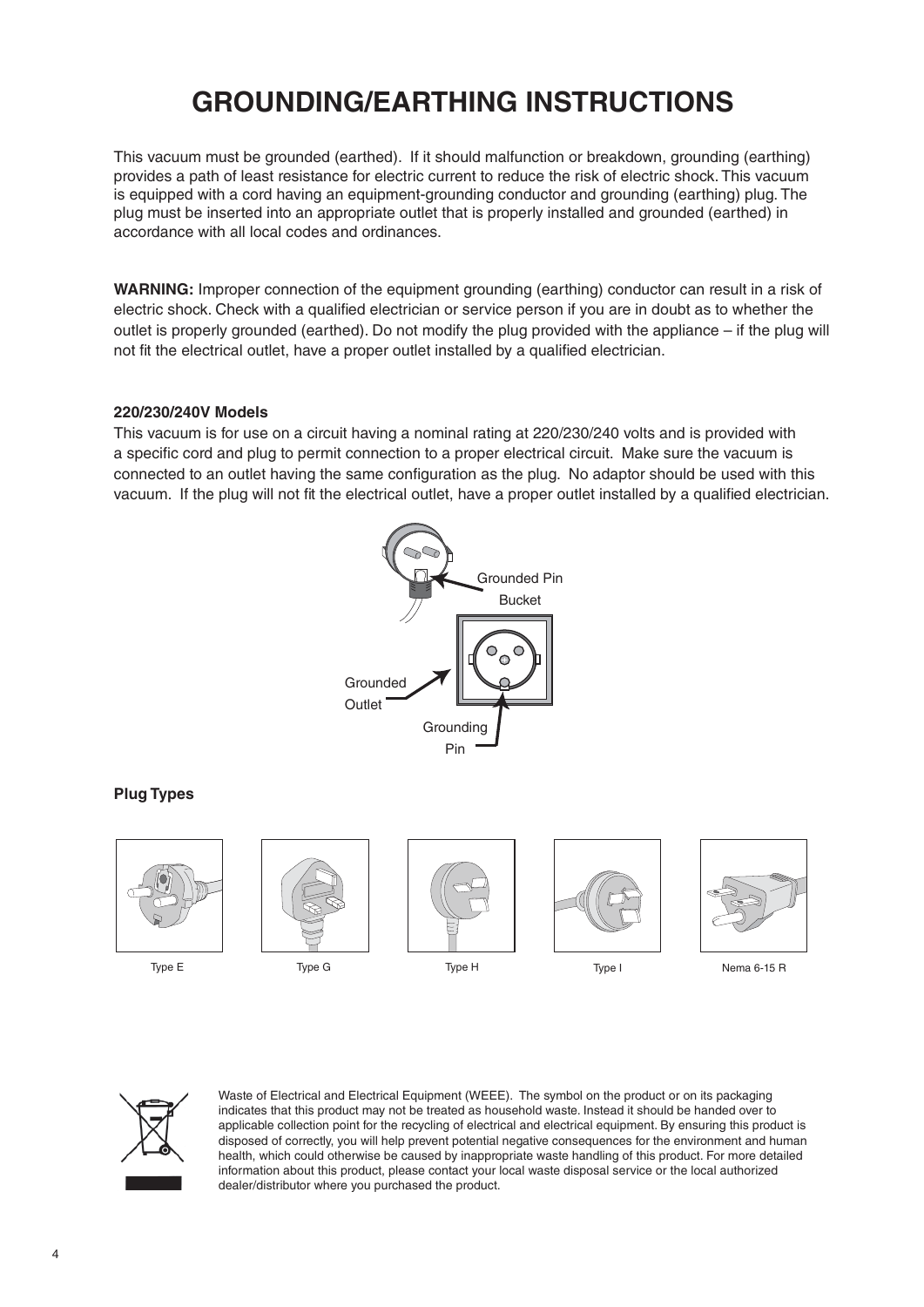# GROUNDING/EARTHING INSTRUCTIONS

This vacuum must be grounded (earthed). If it should malfunction or breakdown, grounding (earthing) provides a path of least resistance for electric current to reduce the risk of electric shock. This vacuum is equipped with a cord having an equipment-grounding conductor and grounding (earthing) plug. The plug must be inserted into an appropriate outlet that is properly installed and grounded (earthed) in accordance with all local codes and ordinances.

**WARNING:** Improper connection of the equipment grounding (earthing) conductor can result in a risk of electric shock. Check with a qualified electrician or service person if you are in doubt as to whether the outlet is properly grounded (earthed). Do not modify the plug provided with the appliance – if the plug will not fit the electrical outlet, have a proper outlet installed by a qualified electrician.

**220/230/240V Models**

This vacuum is for use on a circuit having a nominal rating at 220/230/240 volts and is provided with a specific cord and plug to permit connection to a proper electrical circuit. Make sure the vacuum is connected to an outlet having the same configuration as the plug. No adaptor should be used with this vacuum. If the plug will not fit the electrical outlet, have a proper outlet installed by a qualified electrician.

Grounded Pin Bucket

Grounded Outlet

Grounding Pin

**Plug Types**

Type E

Type G

Type H

Type I

Nema 6-15 R

Waste of Electrical and Electrical Equipment (WEEE). The symbol on the product or on its packaging indicates that this product may not be treated as household waste. Instead it should be handed over to applicable collection point for the recycling of electrical and electrical equipment. By ensuring this product is disposed of correctly, you will help prevent potential negative consequences for the environment and human health, which could otherwise be caused by inappropriate waste handling of this product. For more detailed information about this product, please contact your local waste disposal service or the local authorized dealer/distributor where you purchased the product.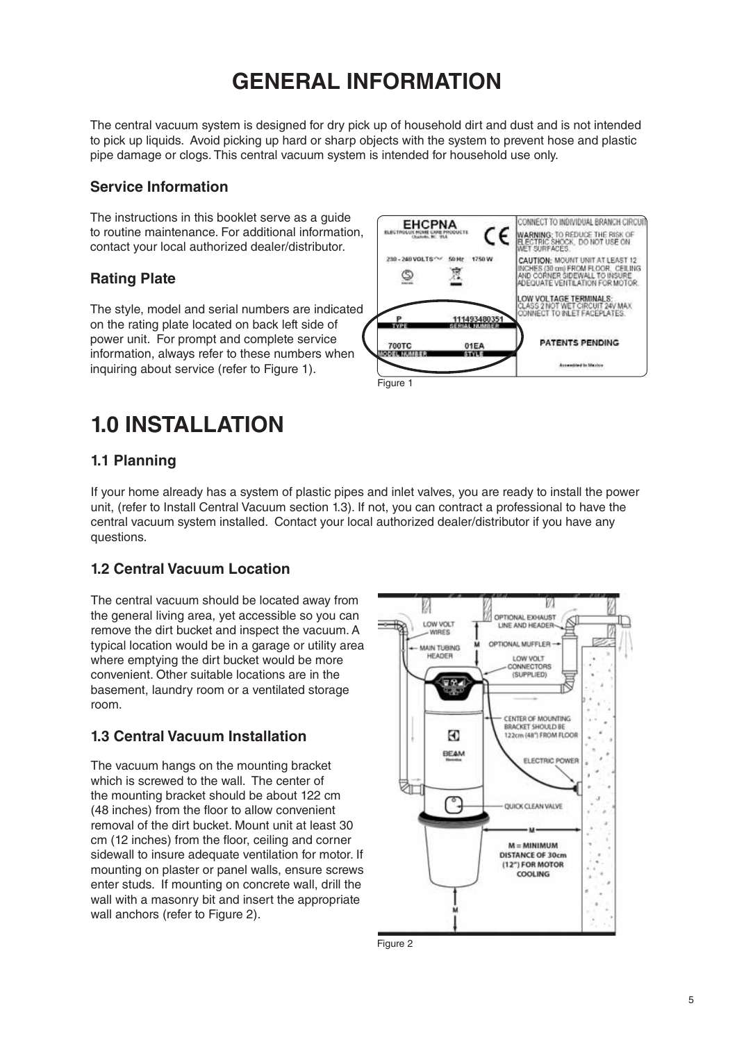# GENERAL INFORMATION

The central vacuum system is designed for dry pick up of household dirt and dust and is not intended to pick up liquids. Avoid picking up hard or sharp objects with the system to prevent hose and plastic pipe damage or clogs. This central vacuum system is intended for household use only.

### Service Information

The instructions in this booklet serve as a guide to routine maintenance. For additional information, contact your local authorized dealer/distributor.

### Rating Plate

The style, model and serial numbers are indicated on the rating plate located on back left side of power unit. For prompt and complete service information, always refer to these numbers when inquiring about service (refer to Figure 1).

Figure 1

# 1.0 INSTALLATION

### 1.1 Planning

If your home already has a system of plastic pipes and inlet valves, you are ready to install the power unit, (refer to Install Central Vacuum section 1.3). If not, you can contract a professional to have the central vacuum system installed. Contact your local authorized dealer/distributor if you have any questions.

### 1.2 Central Vacuum Location

The central vacuum should be located away from the general living area, yet accessible so you can remove the dirt bucket and inspect the vacuum. A typical location would be in a garage or utility area where emptying the dirt bucket would be more convenient. Other suitable locations are in the basement, laundry room or a ventilated storage room.

### 1.3 Central Vacuum Installation

The vacuum hangs on the mounting bracket which is screwed to the wall. The center of the mounting bracket should be about 122 cm (48 inches) from the floor to allow convenient removal of the dirt bucket. Mount unit at least 30 cm (12 inches) from the floor, ceiling and corner sidewall to insure adequate ventilation for motor. If mounting on plaster or panel walls, ensure screws enter studs. If mounting on concrete wall, drill the wall with a masonry bit and insert the appropriate wall anchors (refer to Figure 2).

Figure 2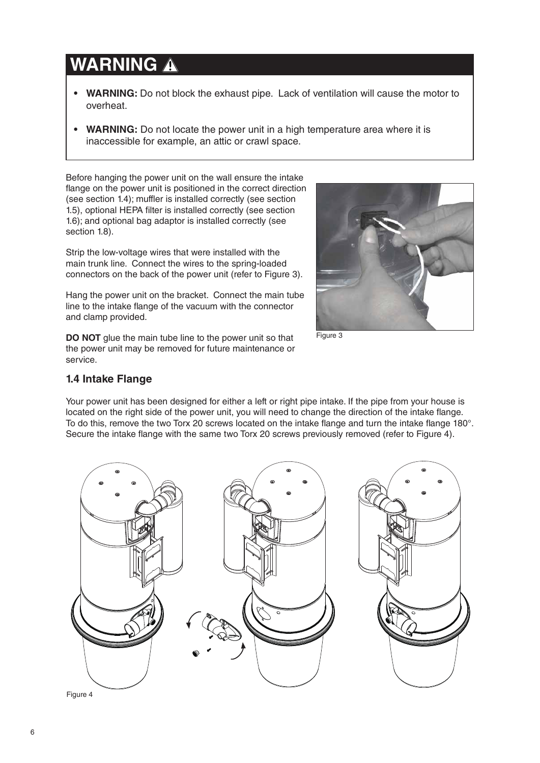# WARNING ⚠

- **WARNING:** Do not block the exhaust pipe. Lack of ventilation will cause the motor to overheat.
- **WARNING:** Do not locate the power unit in a high temperature area where it is inaccessible for example, an attic or crawl space.

Before hanging the power unit on the wall ensure the intake flange on the power unit is positioned in the correct direction (see section 1.4); muffler is installed correctly (see section 1.5), optional HEPA filter is installed correctly (see section 1.6); and optional bag adaptor is installed correctly (see section 1.8).

Strip the low-voltage wires that were installed with the main trunk line. Connect the wires to the spring-loaded connectors on the back of the power unit (refer to Figure 3).

Hang the power unit on the bracket. Connect the main tube line to the intake flange of the vacuum with the connector and clamp provided.

**DO NOT** glue the main tube line to the power unit so that the power unit may be removed for future maintenance or service.

Figure 3

## 1.4 Intake Flange

Your power unit has been designed for either a left or right pipe intake. If the pipe from your house is located on the right side of the power unit, you will need to change the direction of the intake flange. To do this, remove the two Torx 20 screws located on the intake flange and turn the intake flange 180°. Secure the intake flange with the same two Torx 20 screws previously removed (refer to Figure 4).

Figure 4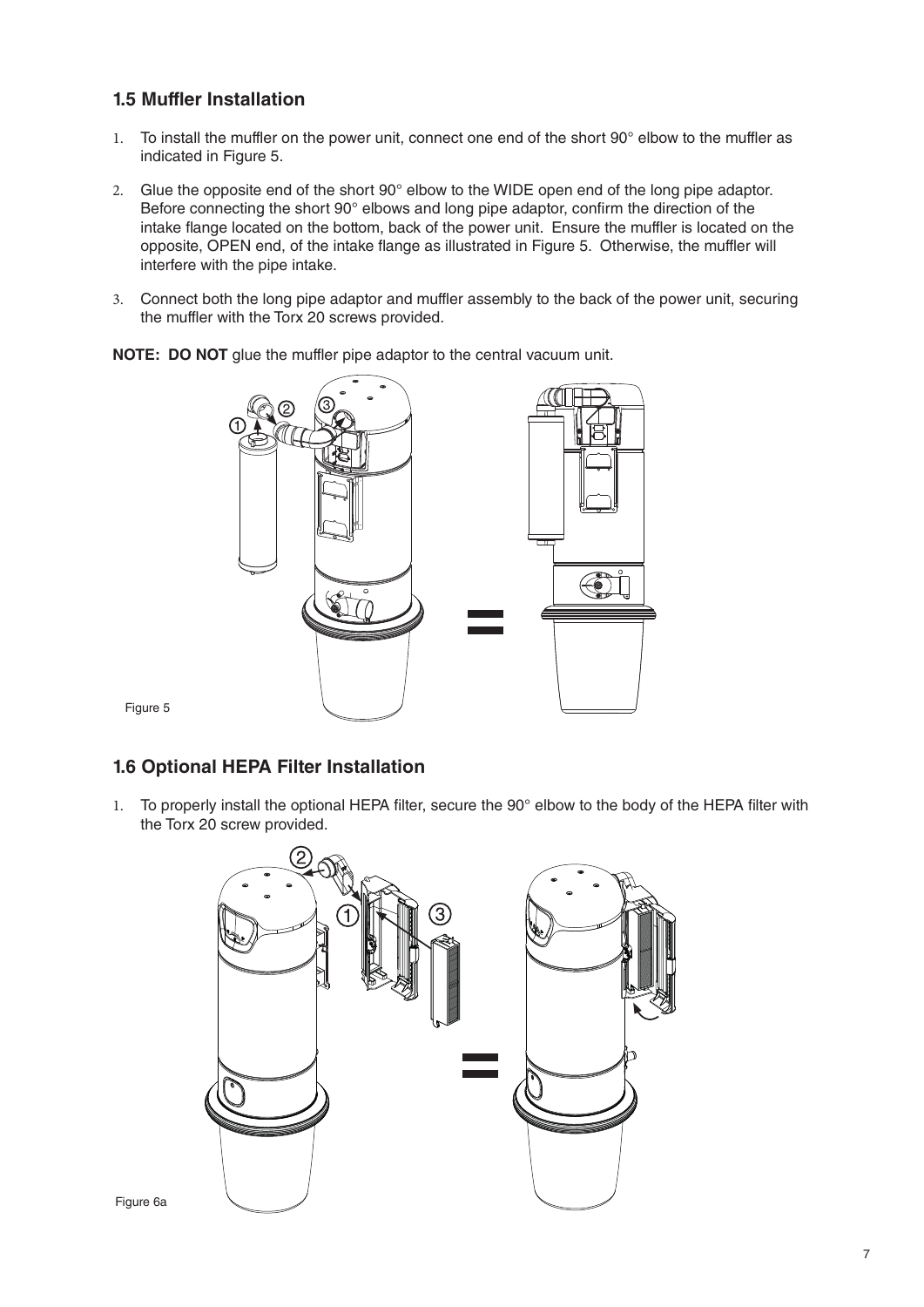## 1.5 Muffler Installation

1. To install the muffler on the power unit, connect one end of the short 90° elbow to the muffler as indicated in Figure 5.
2. Glue the opposite end of the short 90° elbow to the WIDE open end of the long pipe adaptor. Before connecting the short 90° elbows and long pipe adaptor, confirm the direction of the intake flange located on the bottom, back of the power unit. Ensure the muffler is located on the opposite, OPEN end, of the intake flange as illustrated in Figure 5. Otherwise, the muffler will interfere with the pipe intake.
3. Connect both the long pipe adaptor and muffler assembly to the back of the power unit, securing the muffler with the Torx 20 screws provided.

**NOTE: DO NOT** glue the muffler pipe adaptor to the central vacuum unit.

Figure 5

## 1.6 Optional HEPA Filter Installation

1. To properly install the optional HEPA filter, secure the 90° elbow to the body of the HEPA filter with the Torx 20 screw provided.

Figure 6a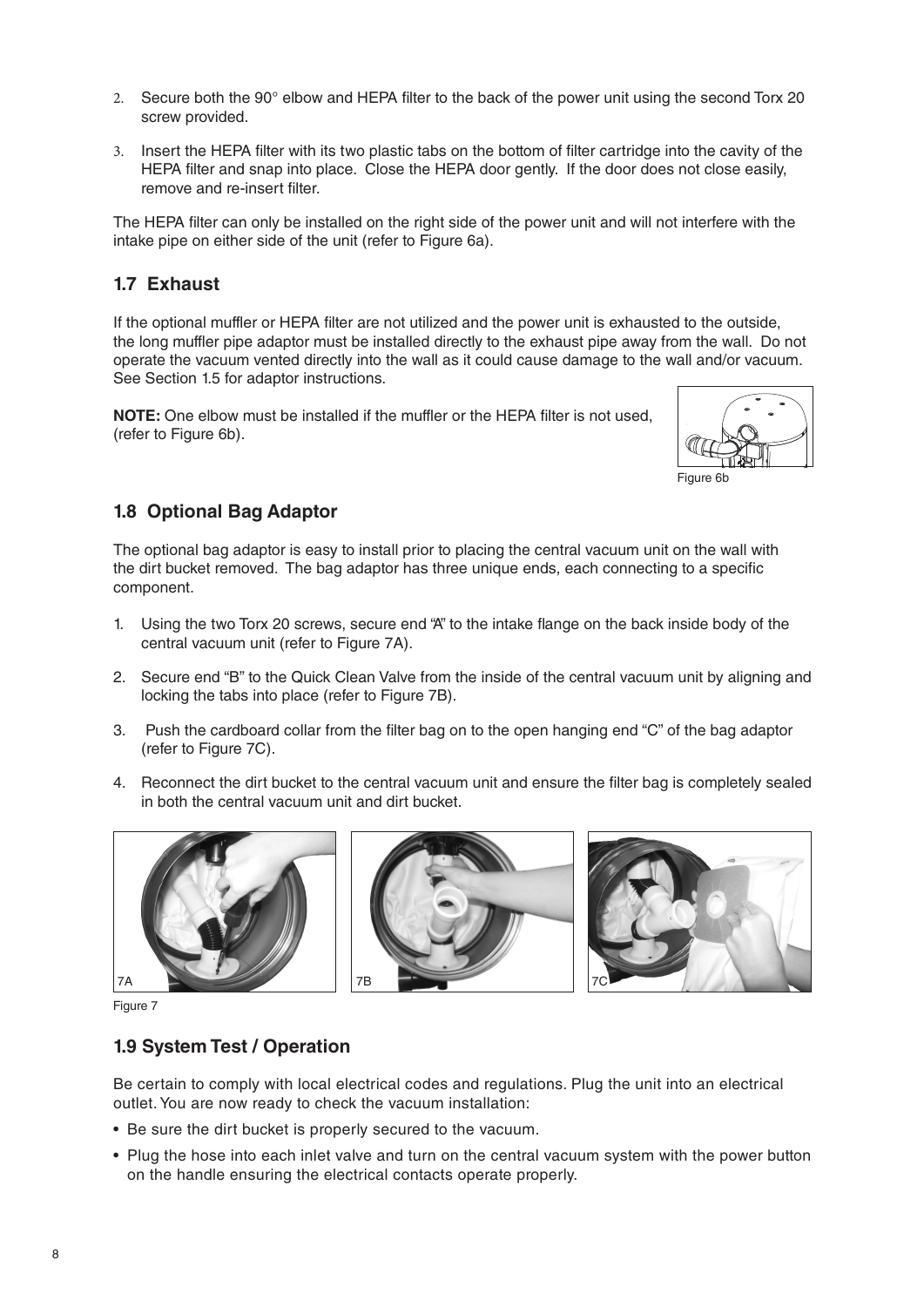2. Secure both the 90° elbow and HEPA filter to the back of the power unit using the second Torx 20 screw provided.

3. Insert the HEPA filter with its two plastic tabs on the bottom of filter cartridge into the cavity of the HEPA filter and snap into place. Close the HEPA door gently. If the door does not close easily, remove and re-insert filter.

The HEPA filter can only be installed on the right side of the power unit and will not interfere with the intake pipe on either side of the unit (refer to Figure 6a).

## 1.7 Exhaust

If the optional muffler or HEPA filter are not utilized and the power unit is exhausted to the outside, the long muffler pipe adaptor must be installed directly to the exhaust pipe away from the wall. Do not operate the vacuum vented directly into the wall as it could cause damage to the wall and/or vacuum. See Section 1.5 for adaptor instructions.

**NOTE:** One elbow must be installed if the muffler or the HEPA filter is not used, (refer to Figure 6b).

Figure 6b

## 1.8 Optional Bag Adaptor

The optional bag adaptor is easy to install prior to placing the central vacuum unit on the wall with the dirt bucket removed. The bag adaptor has three unique ends, each connecting to a specific component.

1. Using the two Torx 20 screws, secure end "A" to the intake flange on the back inside body of the central vacuum unit (refer to Figure 7A).
2. Secure end "B" to the Quick Clean Valve from the inside of the central vacuum unit by aligning and locking the tabs into place (refer to Figure 7B).
3. Push the cardboard collar from the filter bag on to the open hanging end "C" of the bag adaptor (refer to Figure 7C).
4. Reconnect the dirt bucket to the central vacuum unit and ensure the filter bag is completely sealed in both the central vacuum unit and dirt bucket.

7A 7B 7C

Figure 7

## 1.9 System Test / Operation

Be certain to comply with local electrical codes and regulations. Plug the unit into an electrical outlet. You are now ready to check the vacuum installation:

- Be sure the dirt bucket is properly secured to the vacuum.
- Plug the hose into each inlet valve and turn on the central vacuum system with the power button on the handle ensuring the electrical contacts operate properly.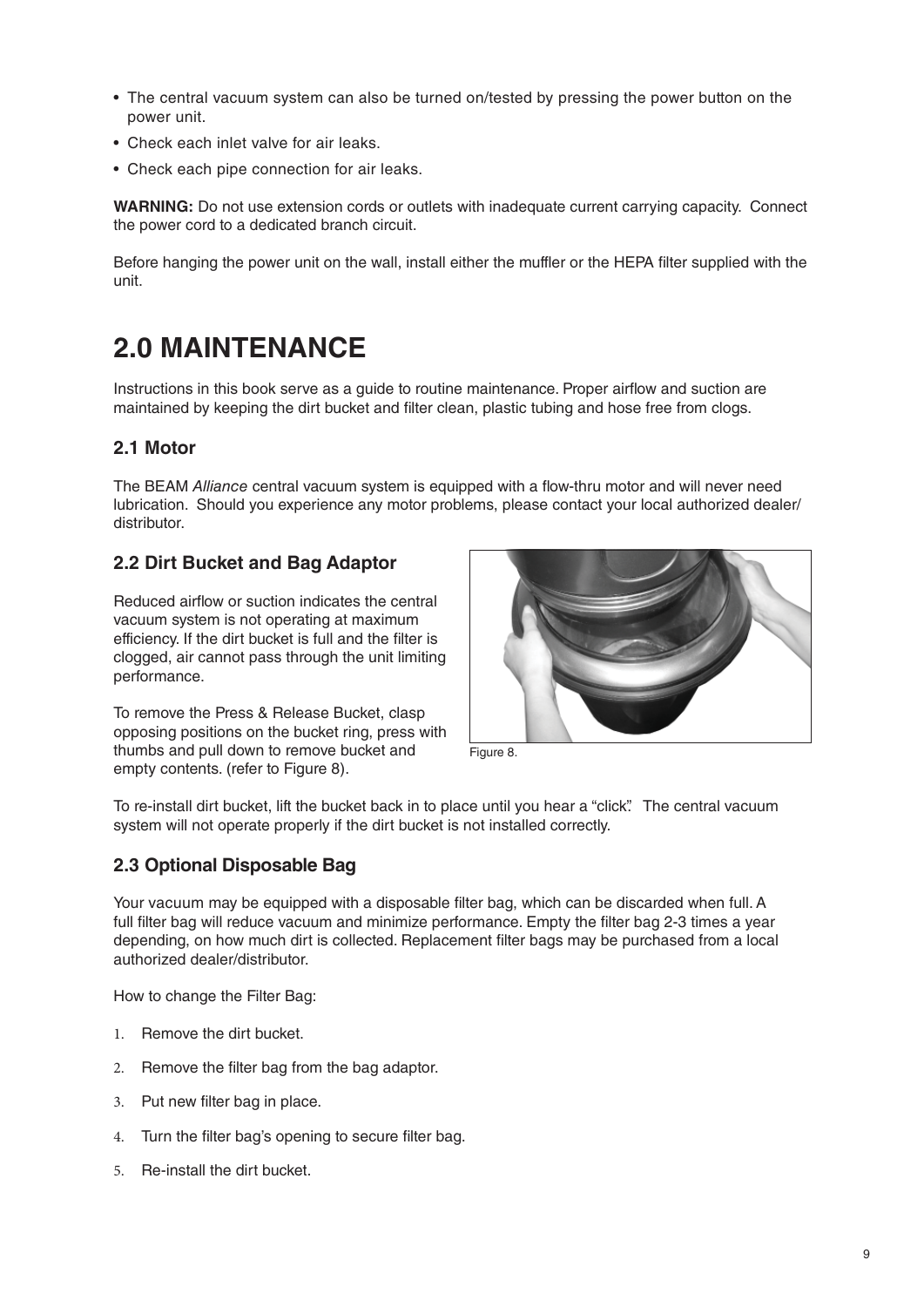- The central vacuum system can also be turned on/tested by pressing the power button on the power unit.
- Check each inlet valve for air leaks.
- Check each pipe connection for air leaks.

**WARNING:** Do not use extension cords or outlets with inadequate current carrying capacity. Connect the power cord to a dedicated branch circuit.

Before hanging the power unit on the wall, install either the muffler or the HEPA filter supplied with the unit.

# 2.0 MAINTENANCE

Instructions in this book serve as a guide to routine maintenance. Proper airflow and suction are maintained by keeping the dirt bucket and filter clean, plastic tubing and hose free from clogs.

### 2.1 Motor

The BEAM *Alliance* central vacuum system is equipped with a flow-thru motor and will never need lubrication. Should you experience any motor problems, please contact your local authorized dealer/ distributor.

### 2.2 Dirt Bucket and Bag Adaptor

Reduced airflow or suction indicates the central vacuum system is not operating at maximum efficiency. If the dirt bucket is full and the filter is clogged, air cannot pass through the unit limiting performance.

To remove the Press & Release Bucket, clasp opposing positions on the bucket ring, press with thumbs and pull down to remove bucket and empty contents. (refer to Figure 8).

Figure 8.

To re-install dirt bucket, lift the bucket back in to place until you hear a "click". The central vacuum system will not operate properly if the dirt bucket is not installed correctly.

### 2.3 Optional Disposable Bag

Your vacuum may be equipped with a disposable filter bag, which can be discarded when full. A full filter bag will reduce vacuum and minimize performance. Empty the filter bag 2-3 times a year depending, on how much dirt is collected. Replacement filter bags may be purchased from a local authorized dealer/distributor.

How to change the Filter Bag:

1. Remove the dirt bucket.
2. Remove the filter bag from the bag adaptor.
3. Put new filter bag in place.
4. Turn the filter bag's opening to secure filter bag.
5. Re-install the dirt bucket.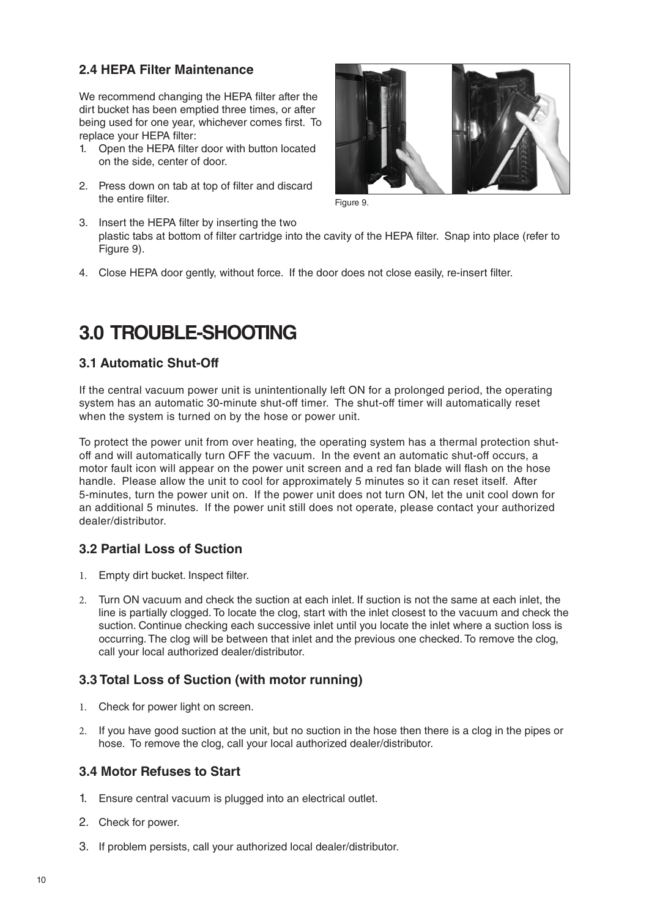### 2.4 HEPA Filter Maintenance

We recommend changing the HEPA filter after the dirt bucket has been emptied three times, or after being used for one year, whichever comes first. To replace your HEPA filter:

1. Open the HEPA filter door with button located on the side, center of door.
2. Press down on tab at top of filter and discard the entire filter.
3. Insert the HEPA filter by inserting the two plastic tabs at bottom of filter cartridge into the cavity of the HEPA filter. Snap into place (refer to Figure 9).
4. Close HEPA door gently, without force. If the door does not close easily, re-insert filter.

Figure 9.

# 3.0 TROUBLE-SHOOTING

### 3.1 Automatic Shut-Off

If the central vacuum power unit is unintentionally left ON for a prolonged period, the operating system has an automatic 30-minute shut-off timer. The shut-off timer will automatically reset when the system is turned on by the hose or power unit.

To protect the power unit from over heating, the operating system has a thermal protection shut-off and will automatically turn OFF the vacuum. In the event an automatic shut-off occurs, a motor fault icon will appear on the power unit screen and a red fan blade will flash on the hose handle. Please allow the unit to cool for approximately 5 minutes so it can reset itself. After 5-minutes, turn the power unit on. If the power unit does not turn ON, let the unit cool down for an additional 5 minutes. If the power unit still does not operate, please contact your authorized dealer/distributor.

### 3.2 Partial Loss of Suction

1. Empty dirt bucket. Inspect filter.
2. Turn ON vacuum and check the suction at each inlet. If suction is not the same at each inlet, the line is partially clogged. To locate the clog, start with the inlet closest to the vacuum and check the suction. Continue checking each successive inlet until you locate the inlet where a suction loss is occurring. The clog will be between that inlet and the previous one checked. To remove the clog, call your local authorized dealer/distributor.

### 3.3 Total Loss of Suction (with motor running)

1. Check for power light on screen.
2. If you have good suction at the unit, but no suction in the hose then there is a clog in the pipes or hose. To remove the clog, call your local authorized dealer/distributor.

### 3.4 Motor Refuses to Start

1. Ensure central vacuum is plugged into an electrical outlet.
2. Check for power.
3. If problem persists, call your authorized local dealer/distributor.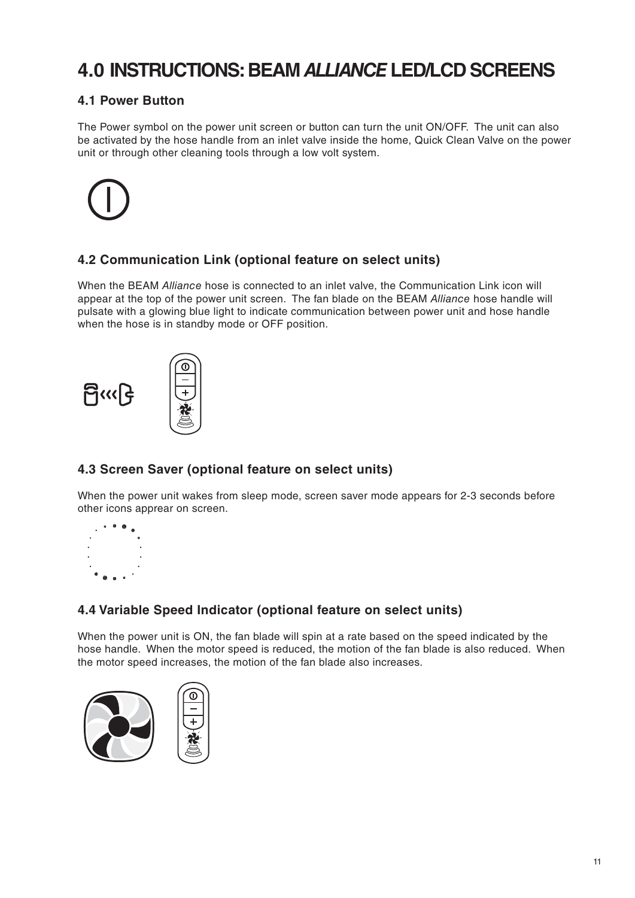# 4.0 INSTRUCTIONS: BEAM *ALLIANCE* LED/LCD SCREENS

## 4.1 Power Button

The Power symbol on the power unit screen or button can turn the unit ON/OFF. The unit can also be activated by the hose handle from an inlet valve inside the home, Quick Clean Valve on the power unit or through other cleaning tools through a low volt system.

## 4.2 Communication Link (optional feature on select units)

When the BEAM *Alliance* hose is connected to an inlet valve, the Communication Link icon will appear at the top of the power unit screen. The fan blade on the BEAM *Alliance* hose handle will pulsate with a glowing blue light to indicate communication between power unit and hose handle when the hose is in standby mode or OFF position.

## 4.3 Screen Saver (optional feature on select units)

When the power unit wakes from sleep mode, screen saver mode appears for 2-3 seconds before other icons apprear on screen.

## 4.4 Variable Speed Indicator (optional feature on select units)

When the power unit is ON, the fan blade will spin at a rate based on the speed indicated by the hose handle. When the motor speed is reduced, the motion of the fan blade is also reduced. When the motor speed increases, the motion of the fan blade also increases.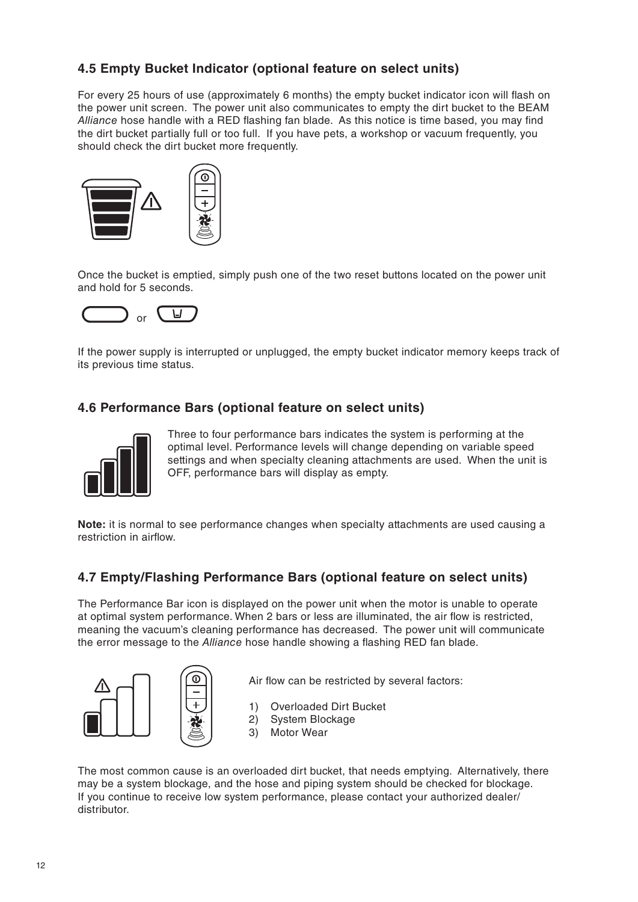## 4.5 Empty Bucket Indicator (optional feature on select units)

For every 25 hours of use (approximately 6 months) the empty bucket indicator icon will flash on the power unit screen. The power unit also communicates to empty the dirt bucket to the BEAM *Alliance* hose handle with a RED flashing fan blade. As this notice is time based, you may find the dirt bucket partially full or too full. If you have pets, a workshop or vacuum frequently, you should check the dirt bucket more frequently.

Once the bucket is emptied, simply push one of the two reset buttons located on the power unit and hold for 5 seconds.

or

If the power supply is interrupted or unplugged, the empty bucket indicator memory keeps track of its previous time status.

## 4.6 Performance Bars (optional feature on select units)

Three to four performance bars indicates the system is performing at the optimal level. Performance levels will change depending on variable speed settings and when specialty cleaning attachments are used. When the unit is OFF, performance bars will display as empty.

**Note:** it is normal to see performance changes when specialty attachments are used causing a restriction in airflow.

## 4.7 Empty/Flashing Performance Bars (optional feature on select units)

The Performance Bar icon is displayed on the power unit when the motor is unable to operate at optimal system performance. When 2 bars or less are illuminated, the air flow is restricted, meaning the vacuum's cleaning performance has decreased. The power unit will communicate the error message to the *Alliance* hose handle showing a flashing RED fan blade.

Air flow can be restricted by several factors:

1) Overloaded Dirt Bucket
2) System Blockage
3) Motor Wear

The most common cause is an overloaded dirt bucket, that needs emptying. Alternatively, there may be a system blockage, and the hose and piping system should be checked for blockage. If you continue to receive low system performance, please contact your authorized dealer/ distributor.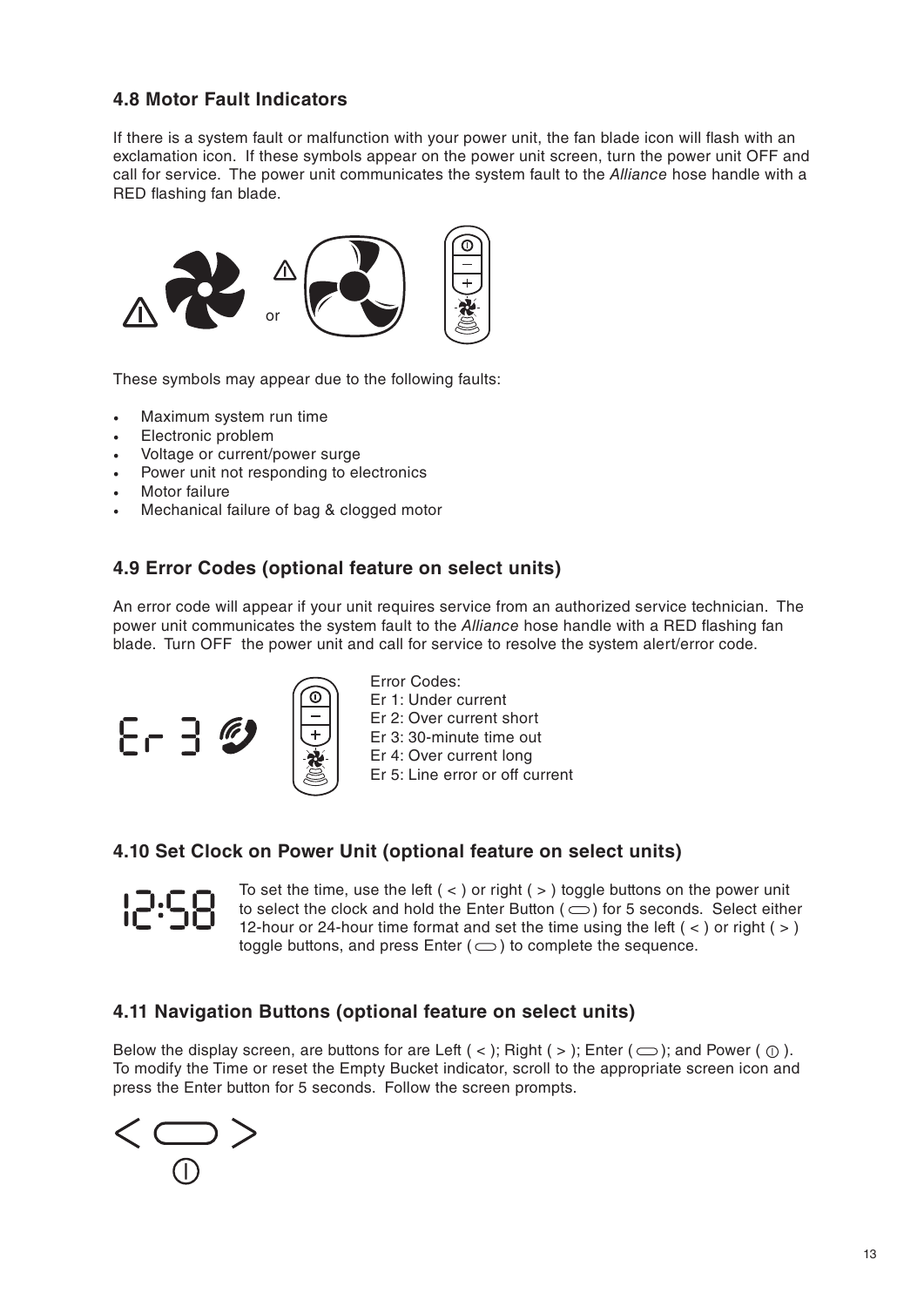## 4.8 Motor Fault Indicators

If there is a system fault or malfunction with your power unit, the fan blade icon will flash with an exclamation icon. If these symbols appear on the power unit screen, turn the power unit OFF and call for service. The power unit communicates the system fault to the *Alliance* hose handle with a RED flashing fan blade.

or

These symbols may appear due to the following faults:

- Maximum system run time
- Electronic problem
- Voltage or current/power surge
- Power unit not responding to electronics
- Motor failure
- Mechanical failure of bag & clogged motor

## 4.9 Error Codes (optional feature on select units)

An error code will appear if your unit requires service from an authorized service technician. The power unit communicates the system fault to the *Alliance* hose handle with a RED flashing fan blade. Turn OFF the power unit and call for service to resolve the system alert/error code.

Er 3

Error Codes:
Er 1: Under current
Er 2: Over current short
Er 3: 30-minute time out
Er 4: Over current long
Er 5: Line error or off current

## 4.10 Set Clock on Power Unit (optional feature on select units)

12:58

To set the time, use the left ( < ) or right ( > ) toggle buttons on the power unit to select the clock and hold the Enter Button ( ⊂⊃ ) for 5 seconds. Select either 12-hour or 24-hour time format and set the time using the left ( < ) or right ( > ) toggle buttons, and press Enter ( ⊂⊃ ) to complete the sequence.

## 4.11 Navigation Buttons (optional feature on select units)

Below the display screen, are buttons for are Left ( < ); Right ( > ); Enter ( ⊂⊃ ); and Power ( ⏻ ). To modify the Time or reset the Empty Bucket indicator, scroll to the appropriate screen icon and press the Enter button for 5 seconds. Follow the screen prompts.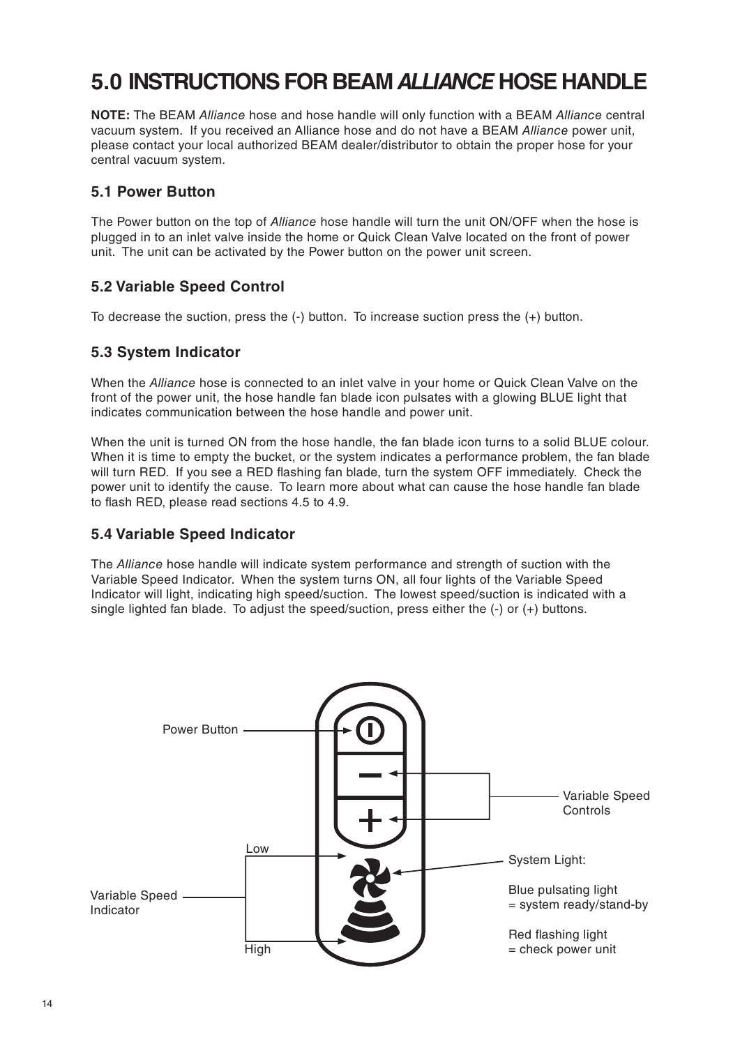# 5.0 INSTRUCTIONS FOR BEAM *ALLIANCE* HOSE HANDLE

**NOTE:** The BEAM *Alliance* hose and hose handle will only function with a BEAM *Alliance* central vacuum system. If you received an Alliance hose and do not have a BEAM *Alliance* power unit, please contact your local authorized BEAM dealer/distributor to obtain the proper hose for your central vacuum system.

## 5.1 Power Button

The Power button on the top of *Alliance* hose handle will turn the unit ON/OFF when the hose is plugged in to an inlet valve inside the home or Quick Clean Valve located on the front of power unit. The unit can be activated by the Power button on the power unit screen.

## 5.2 Variable Speed Control

To decrease the suction, press the (-) button. To increase suction press the (+) button.

## 5.3 System Indicator

When the *Alliance* hose is connected to an inlet valve in your home or Quick Clean Valve on the front of the power unit, the hose handle fan blade icon pulsates with a glowing BLUE light that indicates communication between the hose handle and power unit.

When the unit is turned ON from the hose handle, the fan blade icon turns to a solid BLUE colour. When it is time to empty the bucket, or the system indicates a performance problem, the fan blade will turn RED. If you see a RED flashing fan blade, turn the system OFF immediately. Check the power unit to identify the cause. To learn more about what can cause the hose handle fan blade to flash RED, please read sections 4.5 to 4.9.

## 5.4 Variable Speed Indicator

The *Alliance* hose handle will indicate system performance and strength of suction with the Variable Speed Indicator. When the system turns ON, all four lights of the Variable Speed Indicator will light, indicating high speed/suction. The lowest speed/suction is indicated with a single lighted fan blade. To adjust the speed/suction, press either the (-) or (+) buttons.

Power Button

Variable Speed Controls

Low

High

Variable Speed Indicator

System Light:

Blue pulsating light
= system ready/stand-by

Red flashing light
= check power unit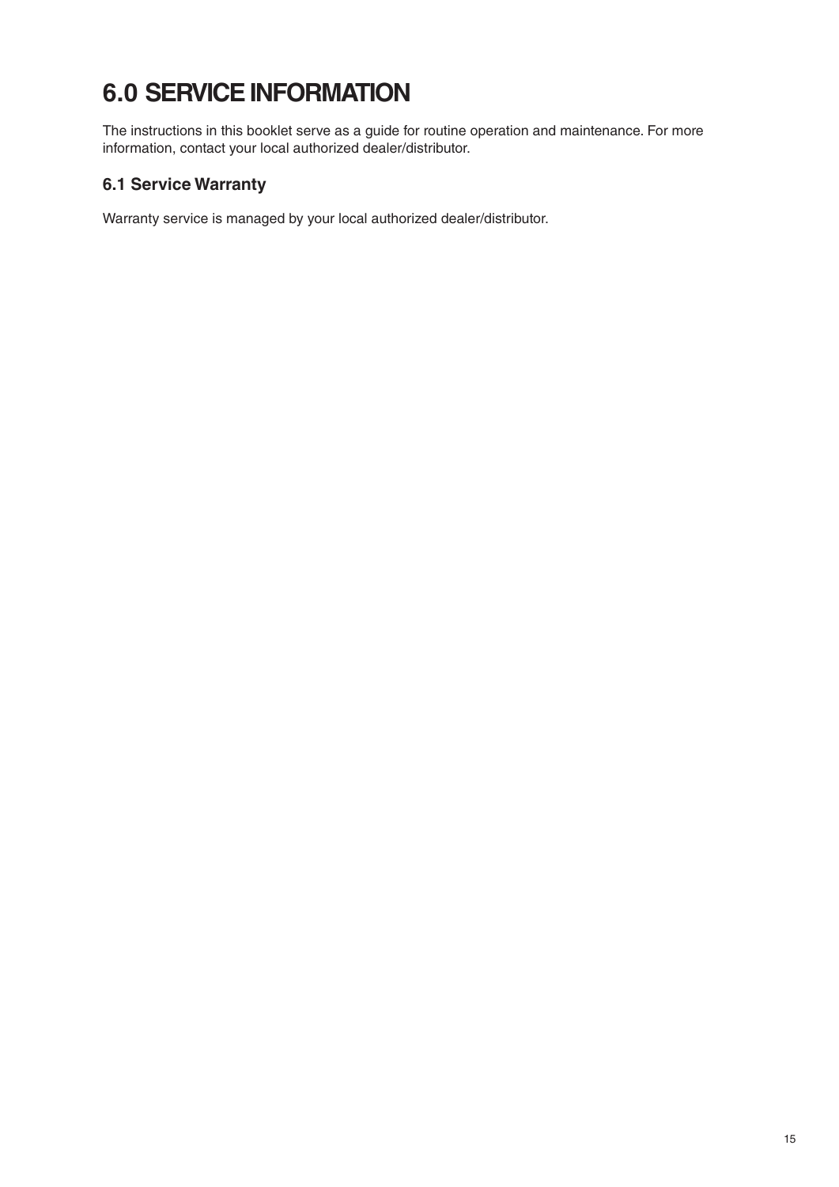# 6.0 SERVICE INFORMATION

The instructions in this booklet serve as a guide for routine operation and maintenance. For more information, contact your local authorized dealer/distributor.

## 6.1 Service Warranty

Warranty service is managed by your local authorized dealer/distributor.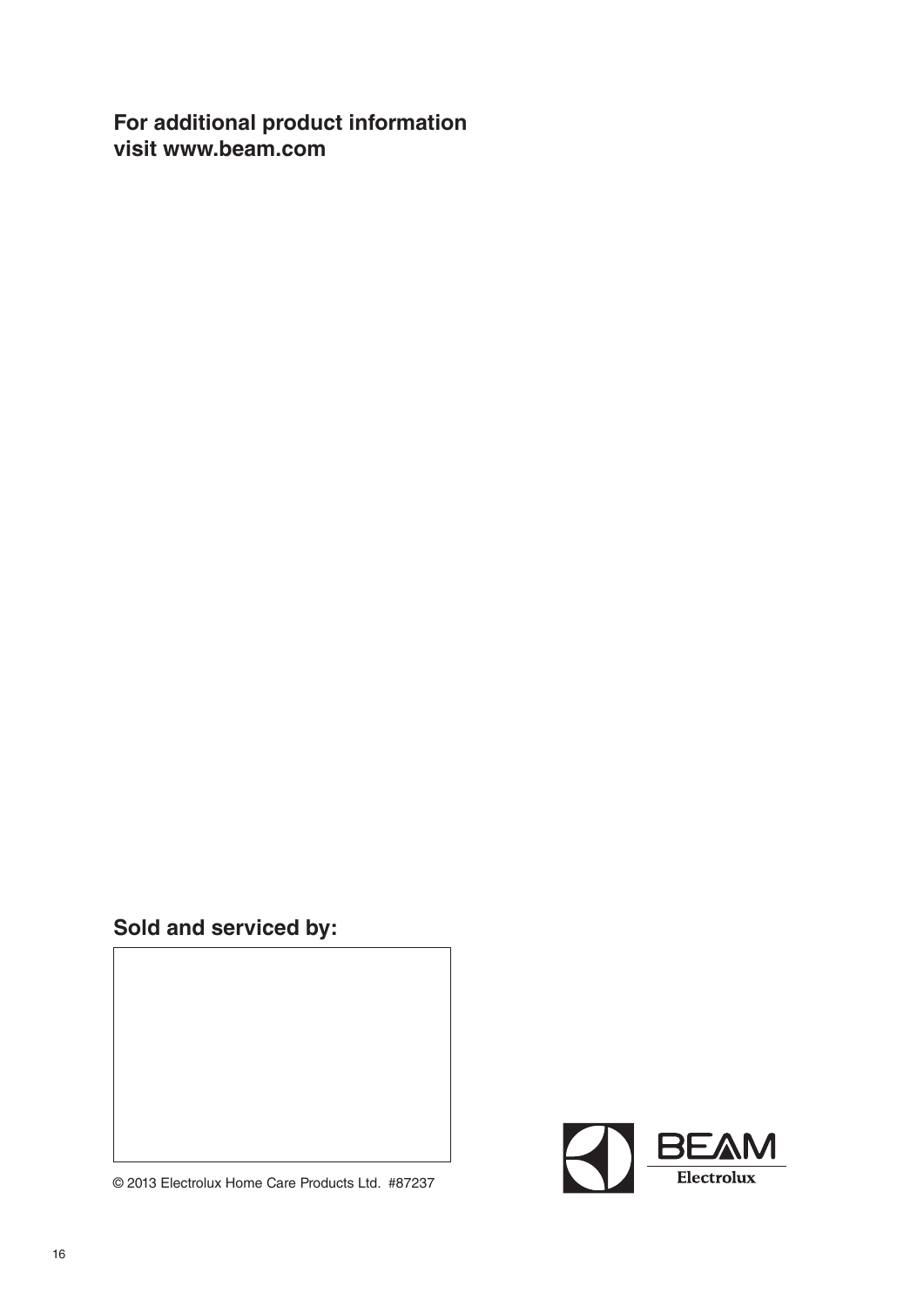**For additional product information visit www.beam.com**

**Sold and serviced by:**

© 2013 Electrolux Home Care Products Ltd. #87237

BEAM
Electrolux